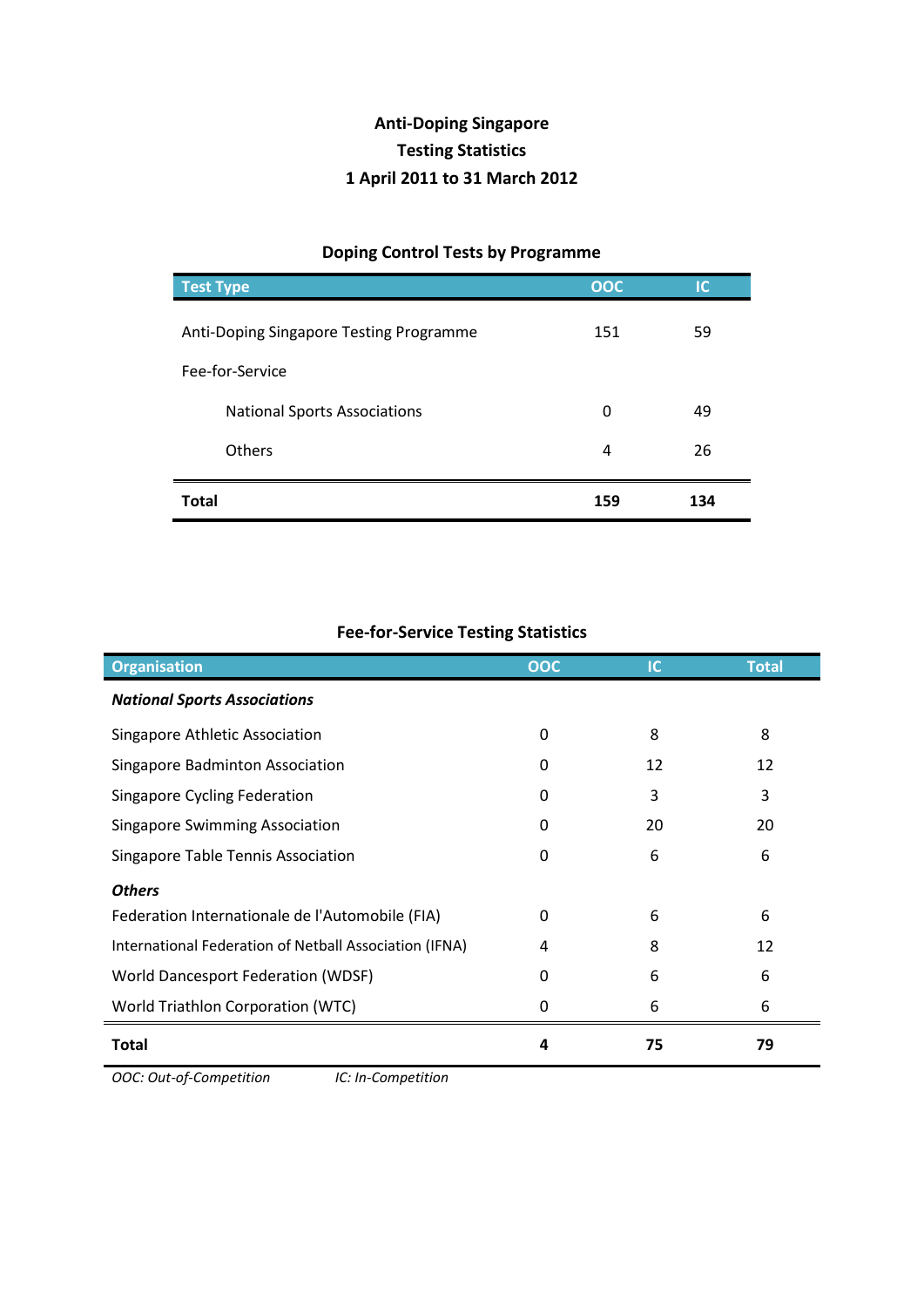# Anti-Doping Singapore
## Testing Statistics
## 1 April 2011 to 31 March 2012

### Doping Control Tests by Programme

| Test Type | OOC | IC |
|---|---|---|
| Anti-Doping Singapore Testing Programme | 151 | 59 |
| Fee-for-Service | | |
| National Sports Associations | 0 | 49 |
| Others | 4 | 26 |
| **Total** | **159** | **134** |

### Fee-for-Service Testing Statistics

| Organisation | OOC | IC | Total |
|---|---|---|---|
| ***National Sports Associations*** | | | |
| Singapore Athletic Association | 0 | 8 | 8 |
| Singapore Badminton Association | 0 | 12 | 12 |
| Singapore Cycling Federation | 0 | 3 | 3 |
| Singapore Swimming Association | 0 | 20 | 20 |
| Singapore Table Tennis Association | 0 | 6 | 6 |
| ***Others*** | | | |
| Federation Internationale de l'Automobile (FIA) | 0 | 6 | 6 |
| International Federation of Netball Association (IFNA) | 4 | 8 | 12 |
| World Dancesport Federation (WDSF) | 0 | 6 | 6 |
| World Triathlon Corporation (WTC) | 0 | 6 | 6 |
| **Total** | **4** | **75** | **79** |

*OOC: Out-of-Competition* *IC: In-Competition*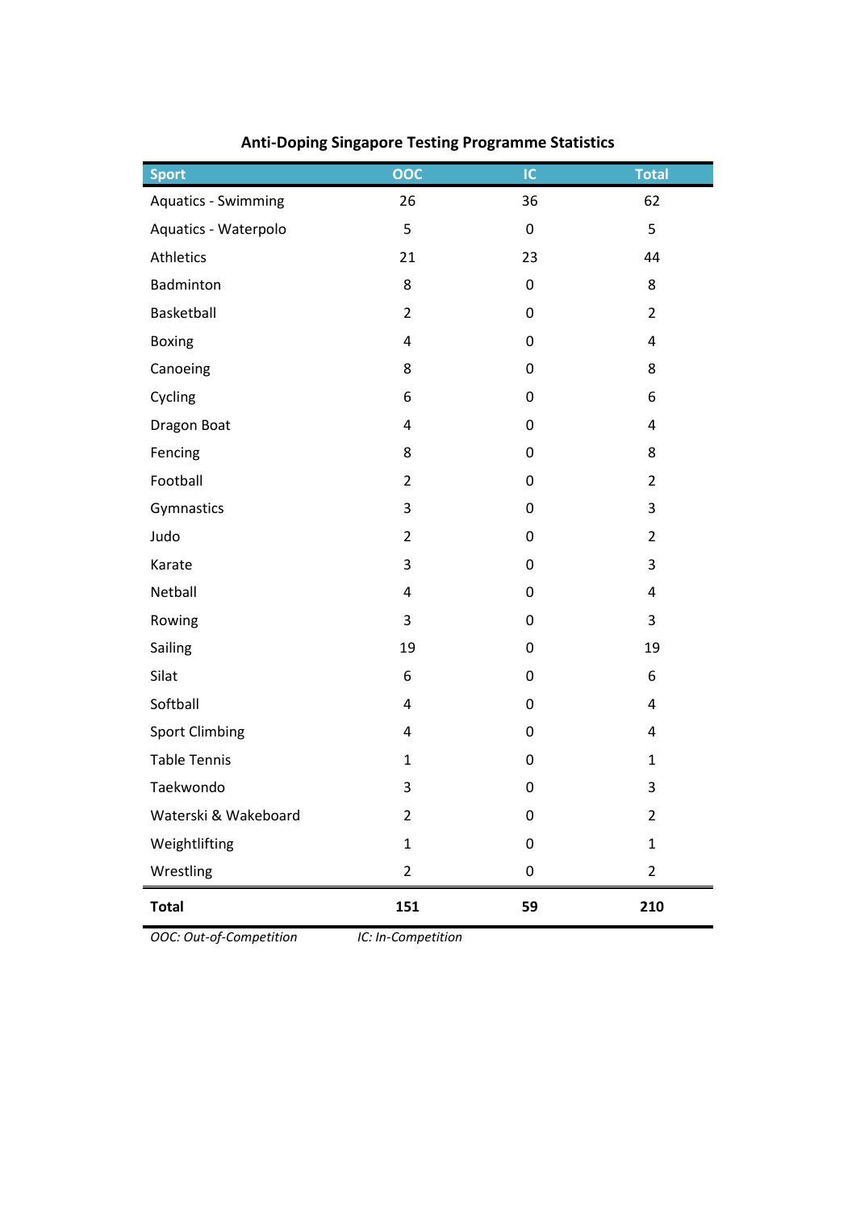**Anti-Doping Singapore Testing Programme Statistics**

| Sport | OOC | IC | Total |
|---|---|---|---|
| Aquatics - Swimming | 26 | 36 | 62 |
| Aquatics - Waterpolo | 5 | 0 | 5 |
| Athletics | 21 | 23 | 44 |
| Badminton | 8 | 0 | 8 |
| Basketball | 2 | 0 | 2 |
| Boxing | 4 | 0 | 4 |
| Canoeing | 8 | 0 | 8 |
| Cycling | 6 | 0 | 6 |
| Dragon Boat | 4 | 0 | 4 |
| Fencing | 8 | 0 | 8 |
| Football | 2 | 0 | 2 |
| Gymnastics | 3 | 0 | 3 |
| Judo | 2 | 0 | 2 |
| Karate | 3 | 0 | 3 |
| Netball | 4 | 0 | 4 |
| Rowing | 3 | 0 | 3 |
| Sailing | 19 | 0 | 19 |
| Silat | 6 | 0 | 6 |
| Softball | 4 | 0 | 4 |
| Sport Climbing | 4 | 0 | 4 |
| Table Tennis | 1 | 0 | 1 |
| Taekwondo | 3 | 0 | 3 |
| Waterski & Wakeboard | 2 | 0 | 2 |
| Weightlifting | 1 | 0 | 1 |
| Wrestling | 2 | 0 | 2 |
| **Total** | **151** | **59** | **210** |

*OOC: Out-of-Competition* *IC: In-Competition*